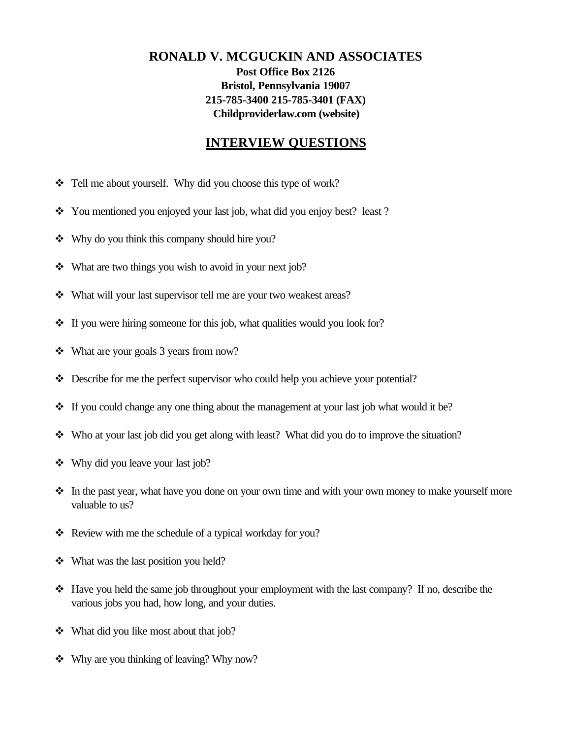# RONALD V. MCGUCKIN AND ASSOCIATES

**Post Office Box 2126**
**Bristol, Pennsylvania 19007**
**215-785-3400 215-785-3401 (FAX)**
**Childproviderlaw.com (website)**

## INTERVIEW QUESTIONS

- Tell me about yourself. Why did you choose this type of work?
- You mentioned you enjoyed your last job, what did you enjoy best? least ?
- Why do you think this company should hire you?
- What are two things you wish to avoid in your next job?
- What will your last supervisor tell me are your two weakest areas?
- If you were hiring someone for this job, what qualities would you look for?
- What are your goals 3 years from now?
- Describe for me the perfect supervisor who could help you achieve your potential?
- If you could change any one thing about the management at your last job what would it be?
- Who at your last job did you get along with least? What did you do to improve the situation?
- Why did you leave your last job?
- In the past year, what have you done on your own time and with your own money to make yourself more valuable to us?
- Review with me the schedule of a typical workday for you?
- What was the last position you held?
- Have you held the same job throughout your employment with the last company? If no, describe the various jobs you had, how long, and your duties.
- What did you like most about that job?
- Why are you thinking of leaving? Why now?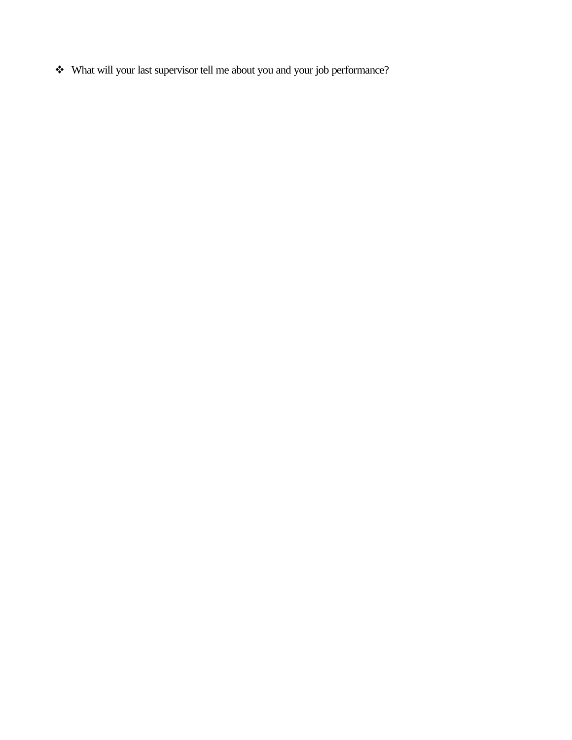- What will your last supervisor tell me about you and your job performance?